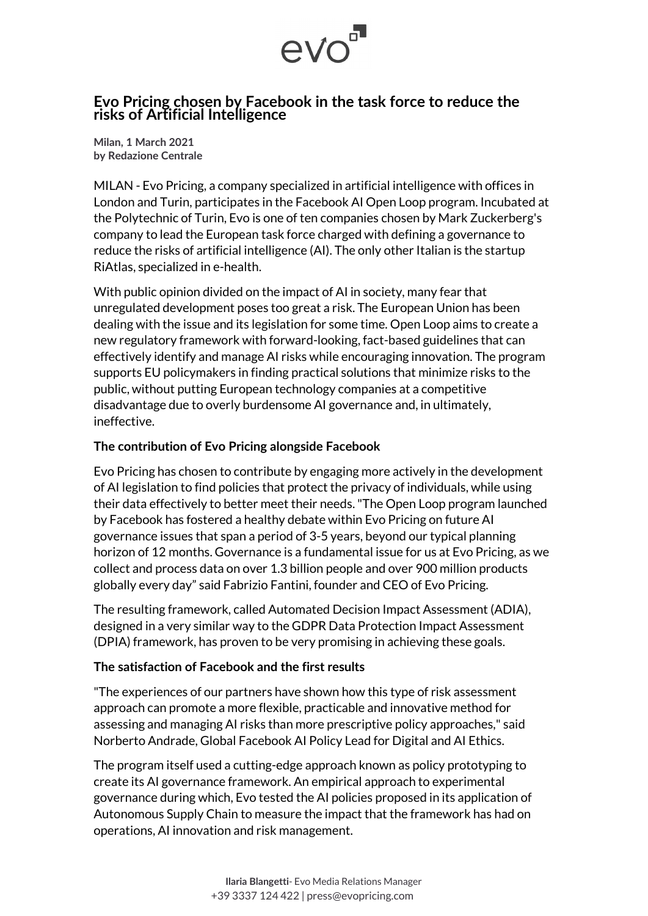# Evo Pricing chosen by Facebook in the task force to reduce the risks of Artificial Intelligence

**Milan, 1 March 2021**
**by Redazione Centrale**

MILAN - Evo Pricing, a company specialized in artificial intelligence with offices in London and Turin, participates in the Facebook AI Open Loop program. Incubated at the Polytechnic of Turin, Evo is one of ten companies chosen by Mark Zuckerberg's company to lead the European task force charged with defining a governance to reduce the risks of artificial intelligence (AI). The only other Italian is the startup RiAtlas, specialized in e-health.

With public opinion divided on the impact of AI in society, many fear that unregulated development poses too great a risk. The European Union has been dealing with the issue and its legislation for some time. Open Loop aims to create a new regulatory framework with forward-looking, fact-based guidelines that can effectively identify and manage AI risks while encouraging innovation. The program supports EU policymakers in finding practical solutions that minimize risks to the public, without putting European technology companies at a competitive disadvantage due to overly burdensome AI governance and, in ultimately, ineffective.

**The contribution of Evo Pricing alongside Facebook**

Evo Pricing has chosen to contribute by engaging more actively in the development of AI legislation to find policies that protect the privacy of individuals, while using their data effectively to better meet their needs. "The Open Loop program launched by Facebook has fostered a healthy debate within Evo Pricing on future AI governance issues that span a period of 3-5 years, beyond our typical planning horizon of 12 months. Governance is a fundamental issue for us at Evo Pricing, as we collect and process data on over 1.3 billion people and over 900 million products globally every day" said Fabrizio Fantini, founder and CEO of Evo Pricing.

The resulting framework, called Automated Decision Impact Assessment (ADIA), designed in a very similar way to the GDPR Data Protection Impact Assessment (DPIA) framework, has proven to be very promising in achieving these goals.

**The satisfaction of Facebook and the first results**

"The experiences of our partners have shown how this type of risk assessment approach can promote a more flexible, practicable and innovative method for assessing and managing AI risks than more prescriptive policy approaches," said Norberto Andrade, Global Facebook AI Policy Lead for Digital and AI Ethics.

The program itself used a cutting-edge approach known as policy prototyping to create its AI governance framework. An empirical approach to experimental governance during which, Evo tested the AI policies proposed in its application of Autonomous Supply Chain to measure the impact that the framework has had on operations, AI innovation and risk management.

**Ilaria Blangetti**- Evo Media Relations Manager
+39 3337 124 422 | press@evopricing.com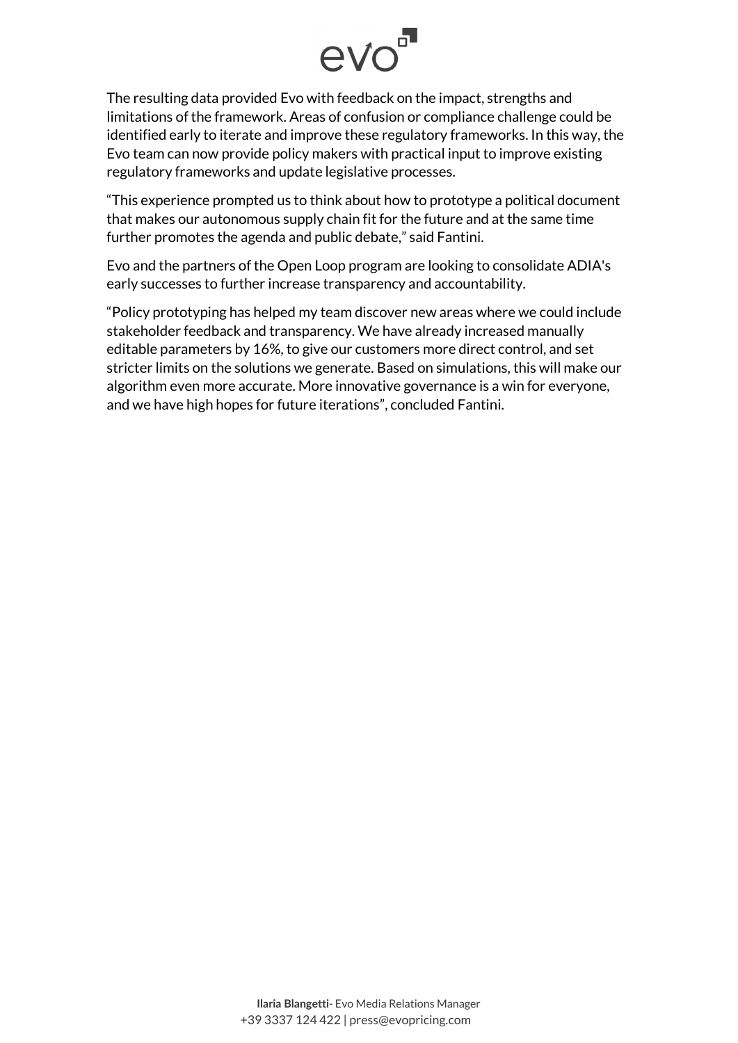The resulting data provided Evo with feedback on the impact, strengths and limitations of the framework. Areas of confusion or compliance challenge could be identified early to iterate and improve these regulatory frameworks. In this way, the Evo team can now provide policy makers with practical input to improve existing regulatory frameworks and update legislative processes.

“This experience prompted us to think about how to prototype a political document that makes our autonomous supply chain fit for the future and at the same time further promotes the agenda and public debate,” said Fantini.

Evo and the partners of the Open Loop program are looking to consolidate ADIA's early successes to further increase transparency and accountability.

“Policy prototyping has helped my team discover new areas where we could include stakeholder feedback and transparency. We have already increased manually editable parameters by 16%, to give our customers more direct control, and set stricter limits on the solutions we generate. Based on simulations, this will make our algorithm even more accurate. More innovative governance is a win for everyone, and we have high hopes for future iterations”, concluded Fantini.

**Ilaria Blangetti**- Evo Media Relations Manager
+39 3337 124 422 | press@evopricing.com